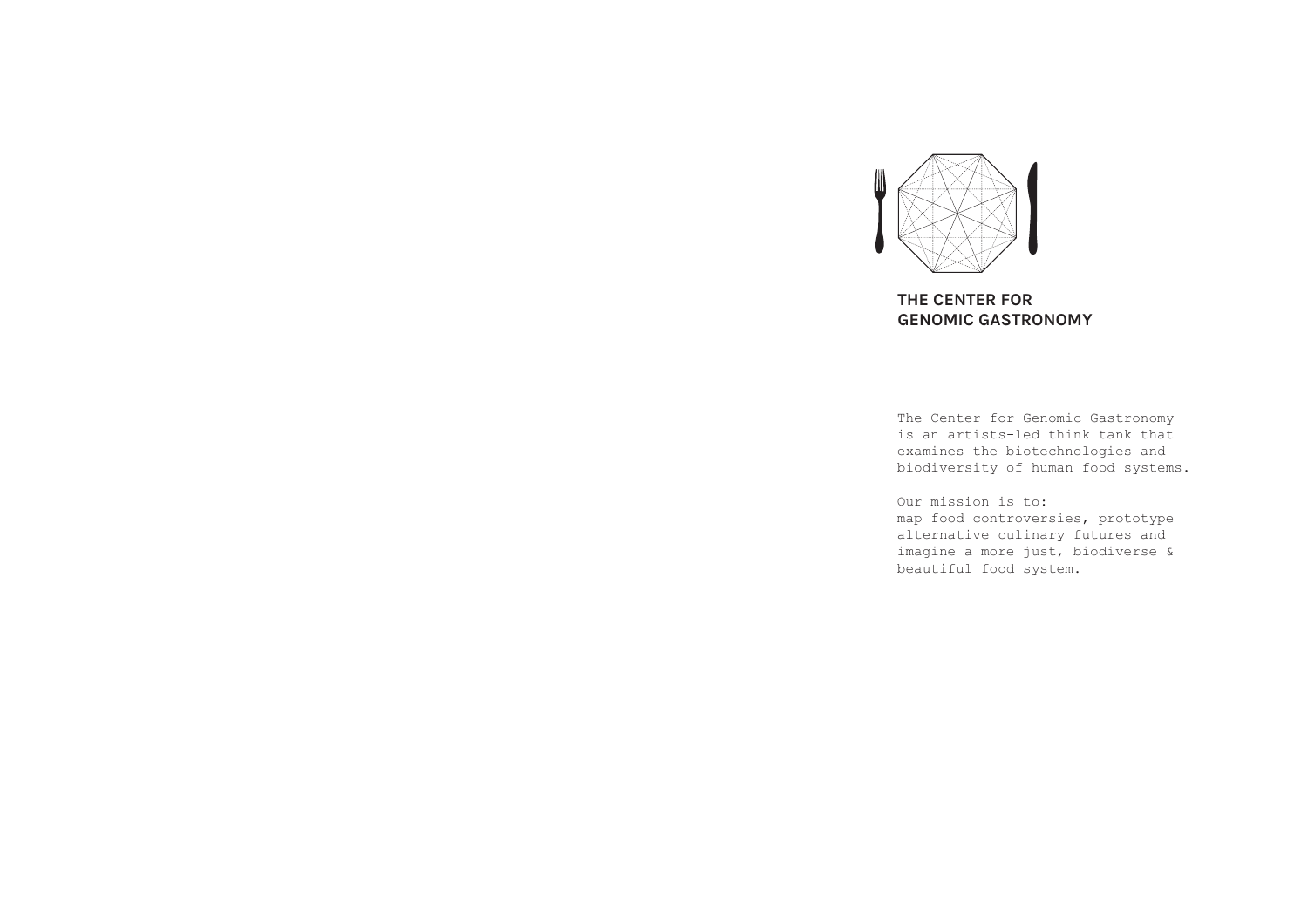# THE CENTER FOR GENOMIC GASTRONOMY

The Center for Genomic Gastronomy is an artists-led think tank that examines the biotechnologies and biodiversity of human food systems.

Our mission is to:
map food controversies, prototype alternative culinary futures and imagine a more just, biodiverse & beautiful food system.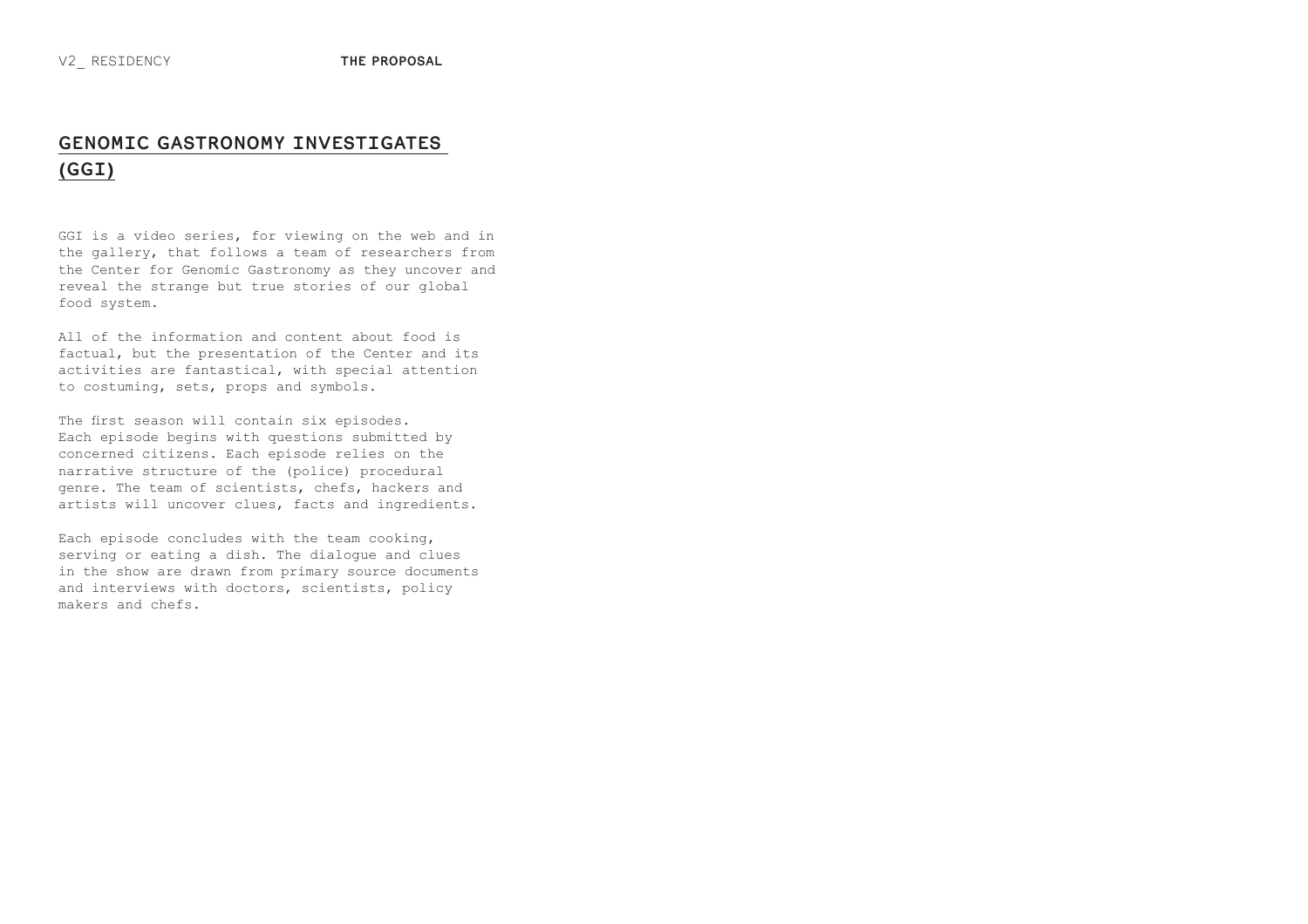## GENOMIC GASTRONOMY INVESTIGATES (GGI)

GGI is a video series, for viewing on the web and in the gallery, that follows a team of researchers from the Center for Genomic Gastronomy as they uncover and reveal the strange but true stories of our global food system.

All of the information and content about food is factual, but the presentation of the Center and its activities are fantastical, with special attention to costuming, sets, props and symbols.

The first season will contain six episodes. Each episode begins with questions submitted by concerned citizens. Each episode relies on the narrative structure of the (police) procedural genre. The team of scientists, chefs, hackers and artists will uncover clues, facts and ingredients.

Each episode concludes with the team cooking, serving or eating a dish. The dialogue and clues in the show are drawn from primary source documents and interviews with doctors, scientists, policy makers and chefs.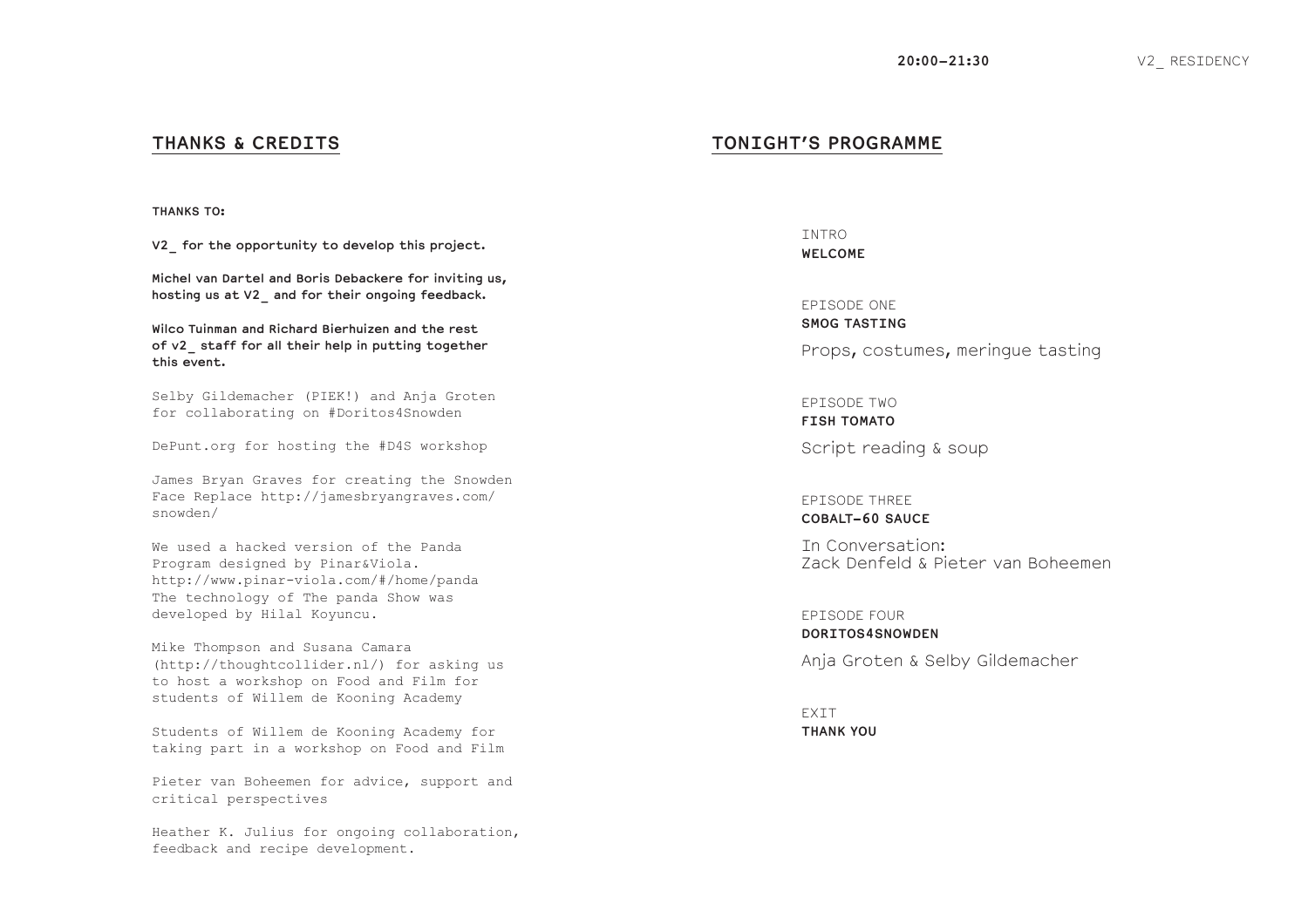## THANKS & CREDITS

**THANKS TO:**

**V2_ for the opportunity to develop this project.**

**Michel van Dartel and Boris Debackere for inviting us, hosting us at V2_ and for their ongoing feedback.**

**Wilco Tuinman and Richard Bierhuizen and the rest of v2_ staff for all their help in putting together this event.**

Selby Gildemacher (PIEK!) and Anja Groten for collaborating on #Doritos4Snowden

DePunt.org for hosting the #D4S workshop

James Bryan Graves for creating the Snowden Face Replace http://jamesbryangraves.com/snowden/

We used a hacked version of the Panda Program designed by Pinar&Viola. http://www.pinar-viola.com/#/home/panda The technology of The panda Show was developed by Hilal Koyuncu.

Mike Thompson and Susana Camara (http://thoughtcollider.nl/) for asking us to host a workshop on Food and Film for students of Willem de Kooning Academy

Students of Willem de Kooning Academy for taking part in a workshop on Food and Film

Pieter van Boheemen for advice, support and critical perspectives

Heather K. Julius for ongoing collaboration, feedback and recipe development.

**20:00–21:30** V2_ RESIDENCY

## TONIGHT'S PROGRAMME

INTRO
**WELCOME**

EPISODE ONE
**SMOG TASTING**

Props, costumes, meringue tasting

EPISODE TWO
**FISH TOMATO**

Script reading & soup

EPISODE THREE
**COBALT-60 SAUCE**

In Conversation:
Zack Denfeld & Pieter van Boheemen

EPISODE FOUR
**DORITOS4SNOWDEN**

Anja Groten & Selby Gildemacher

EXIT
**THANK YOU**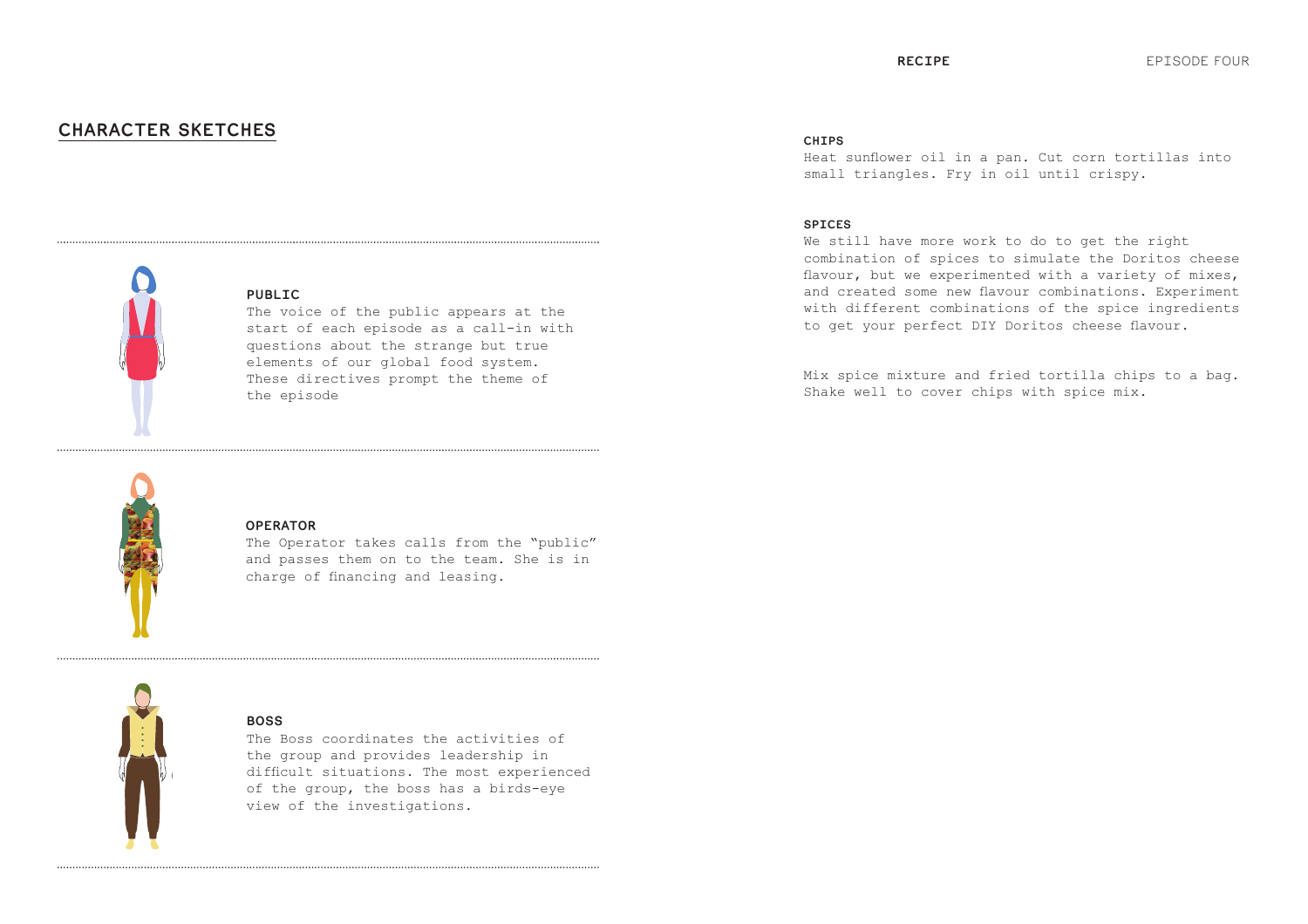## CHARACTER SKETCHES

### PUBLIC

The voice of the public appears at the start of each episode as a call-in with questions about the strange but true elements of our global food system. These directives prompt the theme of the episode

### OPERATOR

The Operator takes calls from the "public" and passes them on to the team. She is in charge of financing and leasing.

### BOSS

The Boss coordinates the activities of the group and provides leadership in difficult situations. The most experienced of the group, the boss has a birds-eye view of the investigations.

## RECIPE

### CHIPS

Heat sunflower oil in a pan. Cut corn tortillas into small triangles. Fry in oil until crispy.

### SPICES

We still have more work to do to get the right combination of spices to simulate the Doritos cheese flavour, but we experimented with a variety of mixes, and created some new flavour combinations. Experiment with different combinations of the spice ingredients to get your perfect DIY Doritos cheese flavour.

Mix spice mixture and fried tortilla chips to a bag. Shake well to cover chips with spice mix.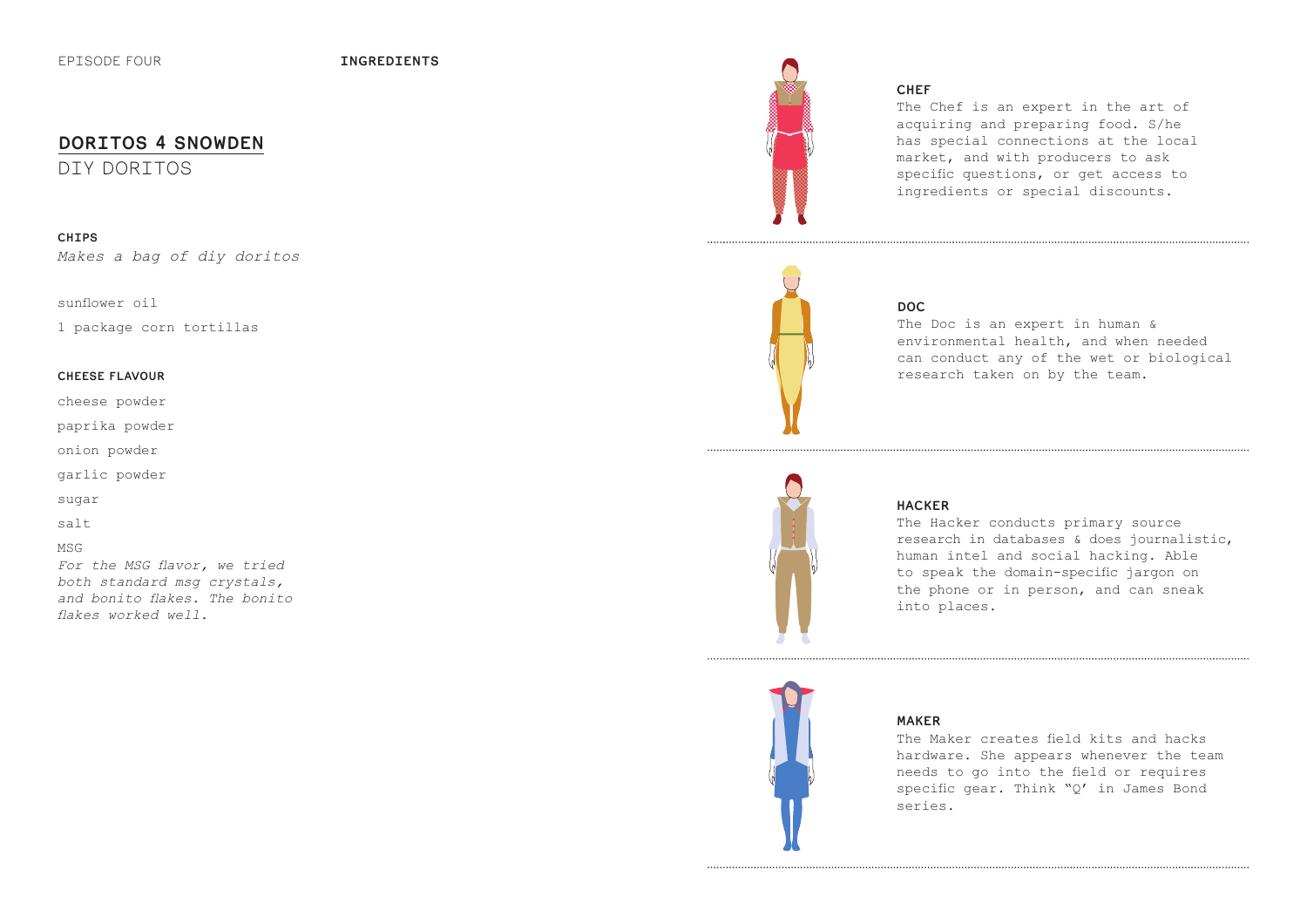EPISODE FOUR

**INGREDIENTS**

# DORITOS 4 SNOWDEN

## DIY DORITOS

### CHIPS

*Makes a bag of diy doritos*

sunflower oil

1 package corn tortillas

### CHEESE FLAVOUR

cheese powder

paprika powder

onion powder

garlic powder

sugar

salt

MSG

*For the MSG flavor, we tried both standard msg crystals, and bonito flakes. The bonito flakes worked well.*

### CHEF

The Chef is an expert in the art of acquiring and preparing food. S/he has special connections at the local market, and with producers to ask specific questions, or get access to ingredients or special discounts.

### DOC

The Doc is an expert in human & environmental health, and when needed can conduct any of the wet or biological research taken on by the team.

### HACKER

The Hacker conducts primary source research in databases & does journalistic, human intel and social hacking. Able to speak the domain-specific jargon on the phone or in person, and can sneak into places.

### MAKER

The Maker creates field kits and hacks hardware. She appears whenever the team needs to go into the field or requires specific gear. Think "Q' in James Bond series.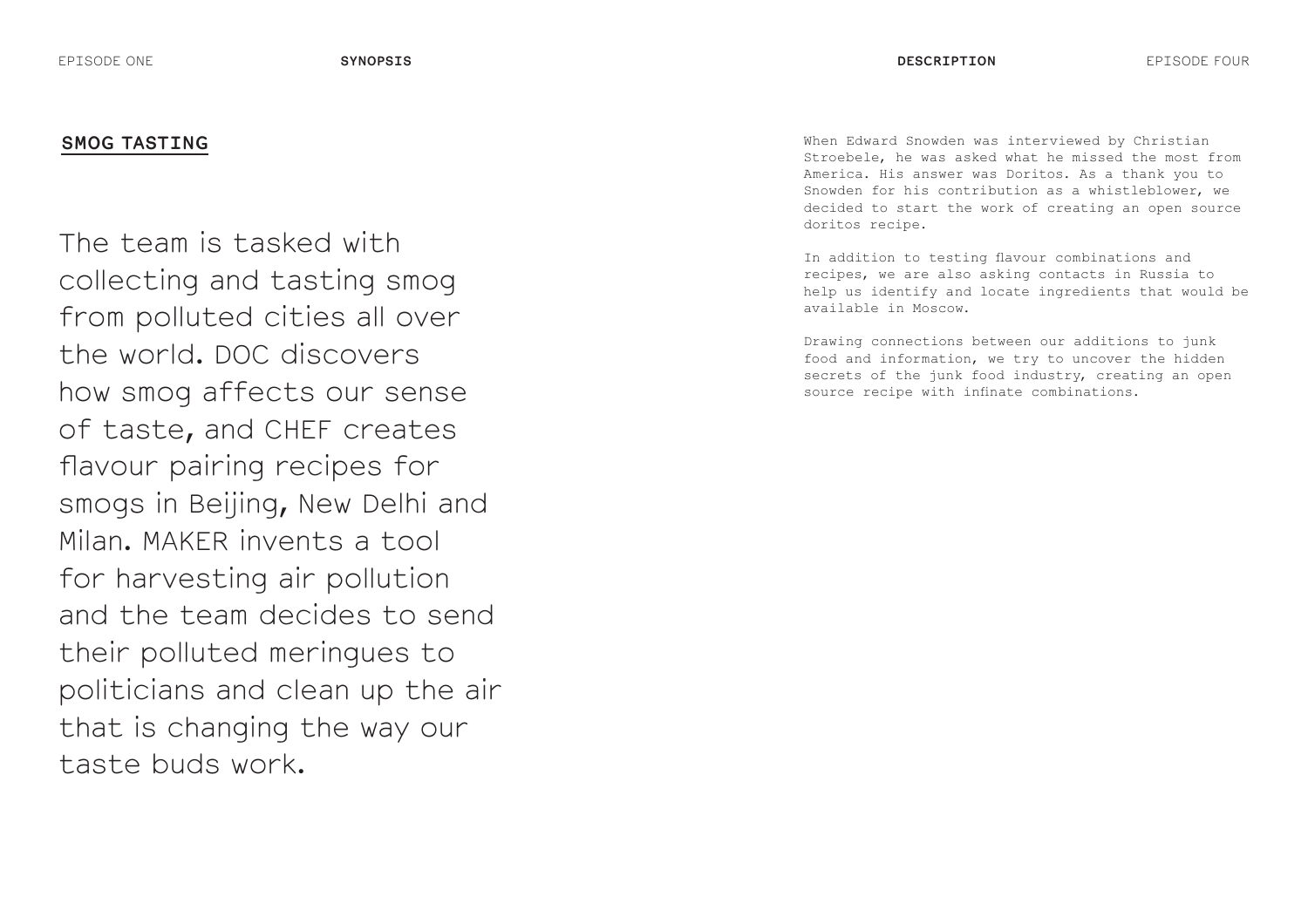EPISODE ONE

**SYNOPSIS**

## SMOG TASTING

The team is tasked with collecting and tasting smog from polluted cities all over the world. DOC discovers how smog affects our sense of taste, and CHEF creates flavour pairing recipes for smogs in Beijing, New Delhi and Milan. MAKER invents a tool for harvesting air pollution and the team decides to send their polluted meringues to politicians and clean up the air that is changing the way our taste buds work.

**DESCRIPTION**

EPISODE FOUR

When Edward Snowden was interviewed by Christian Stroebele, he was asked what he missed the most from America. His answer was Doritos. As a thank you to Snowden for his contribution as a whistleblower, we decided to start the work of creating an open source doritos recipe.

In addition to testing flavour combinations and recipes, we are also asking contacts in Russia to help us identify and locate ingredients that would be available in Moscow.

Drawing connections between our additions to junk food and information, we try to uncover the hidden secrets of the junk food industry, creating an open source recipe with infinate combinations.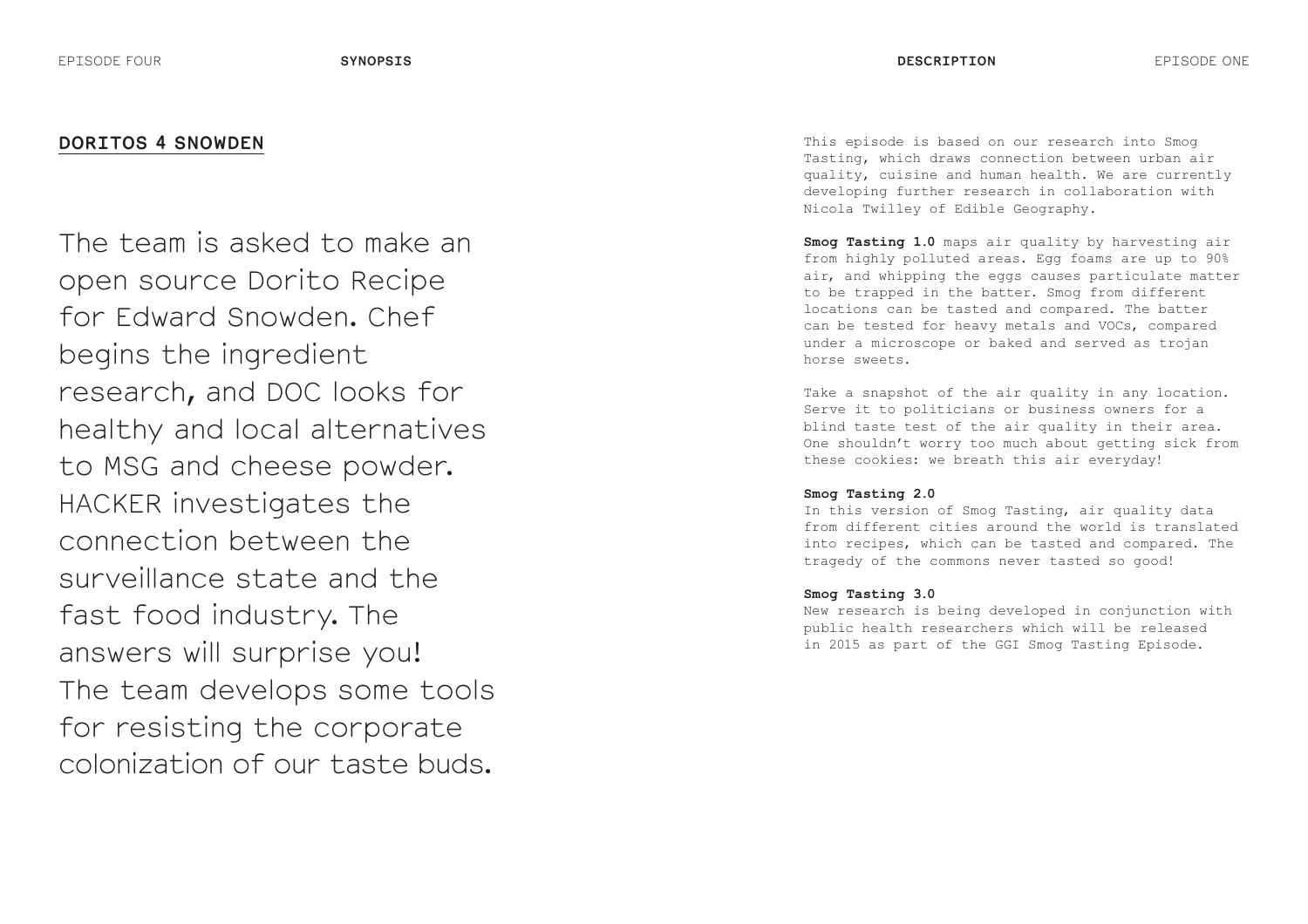## DORITOS 4 SNOWDEN

The team is asked to make an open source Dorito Recipe for Edward Snowden. Chef begins the ingredient research, and DOC looks for healthy and local alternatives to MSG and cheese powder. HACKER investigates the connection between the surveillance state and the fast food industry. The answers will surprise you! The team develops some tools for resisting the corporate colonization of our taste buds.

This episode is based on our research into Smog Tasting, which draws connection between urban air quality, cuisine and human health. We are currently developing further research in collaboration with Nicola Twilley of Edible Geography.

**Smog Tasting 1.0** maps air quality by harvesting air from highly polluted areas. Egg foams are up to 90% air, and whipping the eggs causes particulate matter to be trapped in the batter. Smog from different locations can be tasted and compared. The batter can be tested for heavy metals and VOCs, compared under a microscope or baked and served as trojan horse sweets.

Take a snapshot of the air quality in any location. Serve it to politicians or business owners for a blind taste test of the air quality in their area. One shouldn't worry too much about getting sick from these cookies: we breath this air everyday!

**Smog Tasting 2.0**
In this version of Smog Tasting, air quality data from different cities around the world is translated into recipes, which can be tasted and compared. The tragedy of the commons never tasted so good!

**Smog Tasting 3.0**
New research is being developed in conjunction with public health researchers which will be released in 2015 as part of the GGI Smog Tasting Episode.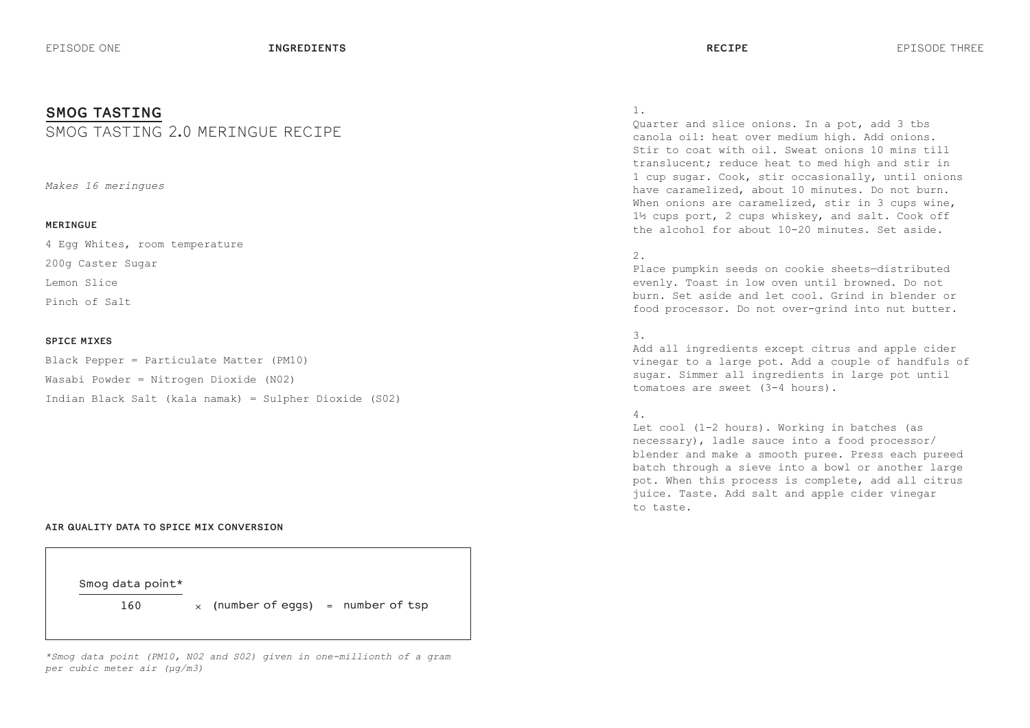# SMOG TASTING

## SMOG TASTING 2.0 MERINGUE RECIPE

*Makes 16 meringues*

### MERINGUE

4 Egg Whites, room temperature

200g Caster Sugar

Lemon Slice

Pinch of Salt

### SPICE MIXES

Black Pepper = Particulate Matter (PM10)

Wasabi Powder = Nitrogen Dioxide (N02)

Indian Black Salt (kala namak) = Sulpher Dioxide (S02)

### AIR QUALITY DATA TO SPICE MIX CONVERSION

$$\frac{\text{Smog data point*}}{160} \times \text{(number of eggs)} = \text{number of tsp}$$

*\*Smog data point (PM10, N02 and S02) given in one-millionth of a gram per cubic meter air (μg/m3)*

1.

Quarter and slice onions. In a pot, add 3 tbs canola oil: heat over medium high. Add onions. Stir to coat with oil. Sweat onions 10 mins till translucent; reduce heat to med high and stir in 1 cup sugar. Cook, stir occasionally, until onions have caramelized, about 10 minutes. Do not burn. When onions are caramelized, stir in 3 cups wine, 1½ cups port, 2 cups whiskey, and salt. Cook off the alcohol for about 10-20 minutes. Set aside.

2.

Place pumpkin seeds on cookie sheets—distributed evenly. Toast in low oven until browned. Do not burn. Set aside and let cool. Grind in blender or food processor. Do not over-grind into nut butter.

3.

Add all ingredients except citrus and apple cider vinegar to a large pot. Add a couple of handfuls of sugar. Simmer all ingredients in large pot until tomatoes are sweet (3-4 hours).

4.

Let cool (1-2 hours). Working in batches (as necessary), ladle sauce into a food processor/ blender and make a smooth puree. Press each pureed batch through a sieve into a bowl or another large pot. When this process is complete, add all citrus juice. Taste. Add salt and apple cider vinegar to taste.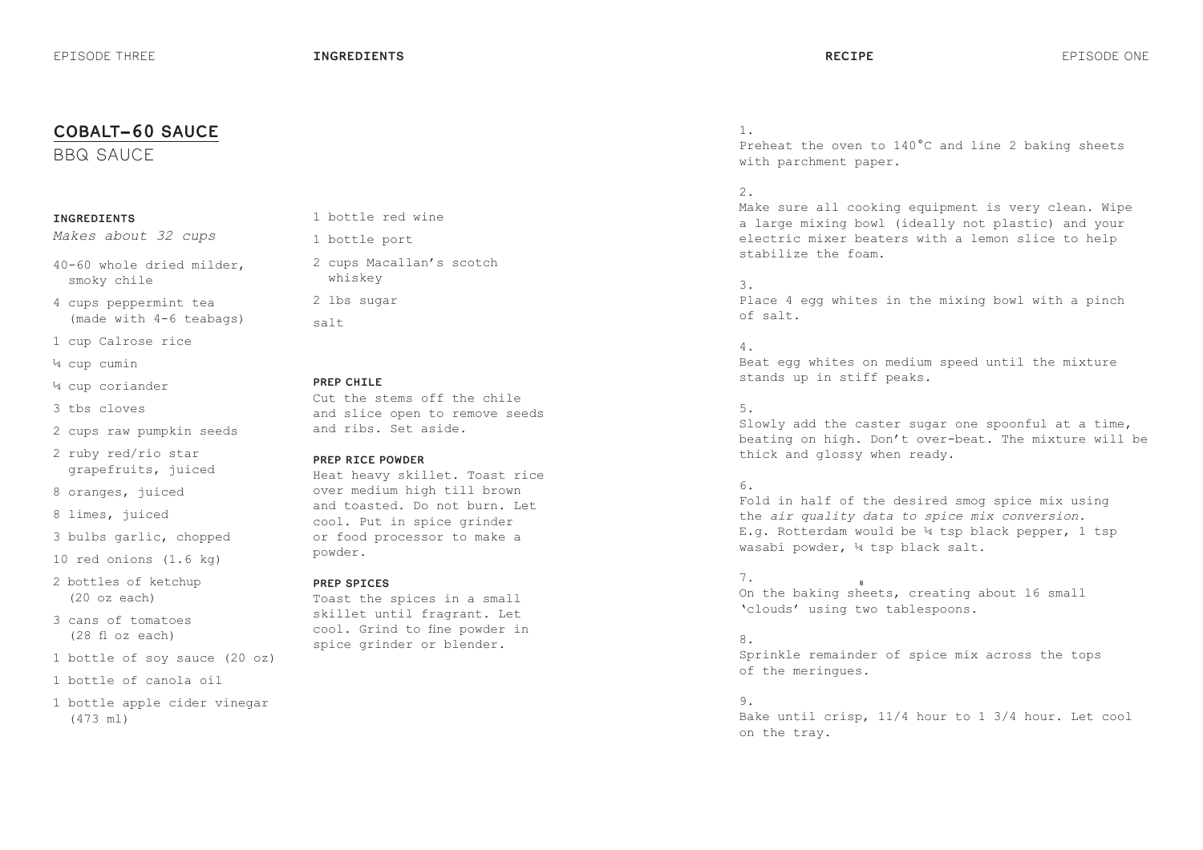## COBALT-60 SAUCE

BBQ SAUCE

**INGREDIENTS**

*Makes about 32 cups*

- 40-60 whole dried milder, smoky chile
- 4 cups peppermint tea (made with 4-6 teabags)
- 1 cup Calrose rice
- ¼ cup cumin
- ¼ cup coriander
- 3 tbs cloves
- 2 cups raw pumpkin seeds
- 2 ruby red/rio star grapefruits, juiced
- 8 oranges, juiced
- 8 limes, juiced
- 3 bulbs garlic, chopped
- 10 red onions (1.6 kg)
- 2 bottles of ketchup (20 oz each)
- 3 cans of tomatoes (28 fl oz each)
- 1 bottle of soy sauce (20 oz)
- 1 bottle of canola oil
- 1 bottle apple cider vinegar (473 ml)
- 1 bottle red wine
- 1 bottle port
- 2 cups Macallan's scotch whiskey
- 2 lbs sugar
- salt

**PREP CHILE**

Cut the stems off the chile and slice open to remove seeds and ribs. Set aside.

**PREP RICE POWDER**

Heat heavy skillet. Toast rice over medium high till brown and toasted. Do not burn. Let cool. Put in spice grinder or food processor to make a powder.

**PREP SPICES**

Toast the spices in a small skillet until fragrant. Let cool. Grind to fine powder in spice grinder or blender.

**RECIPE**

1.
Preheat the oven to 140°C and line 2 baking sheets with parchment paper.

2.
Make sure all cooking equipment is very clean. Wipe a large mixing bowl (ideally not plastic) and your electric mixer beaters with a lemon slice to help stabilize the foam.

3.
Place 4 egg whites in the mixing bowl with a pinch of salt.

4.
Beat egg whites on medium speed until the mixture stands up in stiff peaks.

5.
Slowly add the caster sugar one spoonful at a time, beating on high. Don't over-beat. The mixture will be thick and glossy when ready.

6.
Fold in half of the desired smog spice mix using the *air quality data to spice mix conversion*. E.g. Rotterdam would be ¼ tsp black pepper, 1 tsp wasabi powder, ¼ tsp black salt.

7.
On the baking sheets, creating about 16 small 'clouds' using two tablespoons.

8.
Sprinkle remainder of spice mix across the tops of the meringues.

9.
Bake until crisp, 11/4 hour to 1 3/4 hour. Let cool on the tray.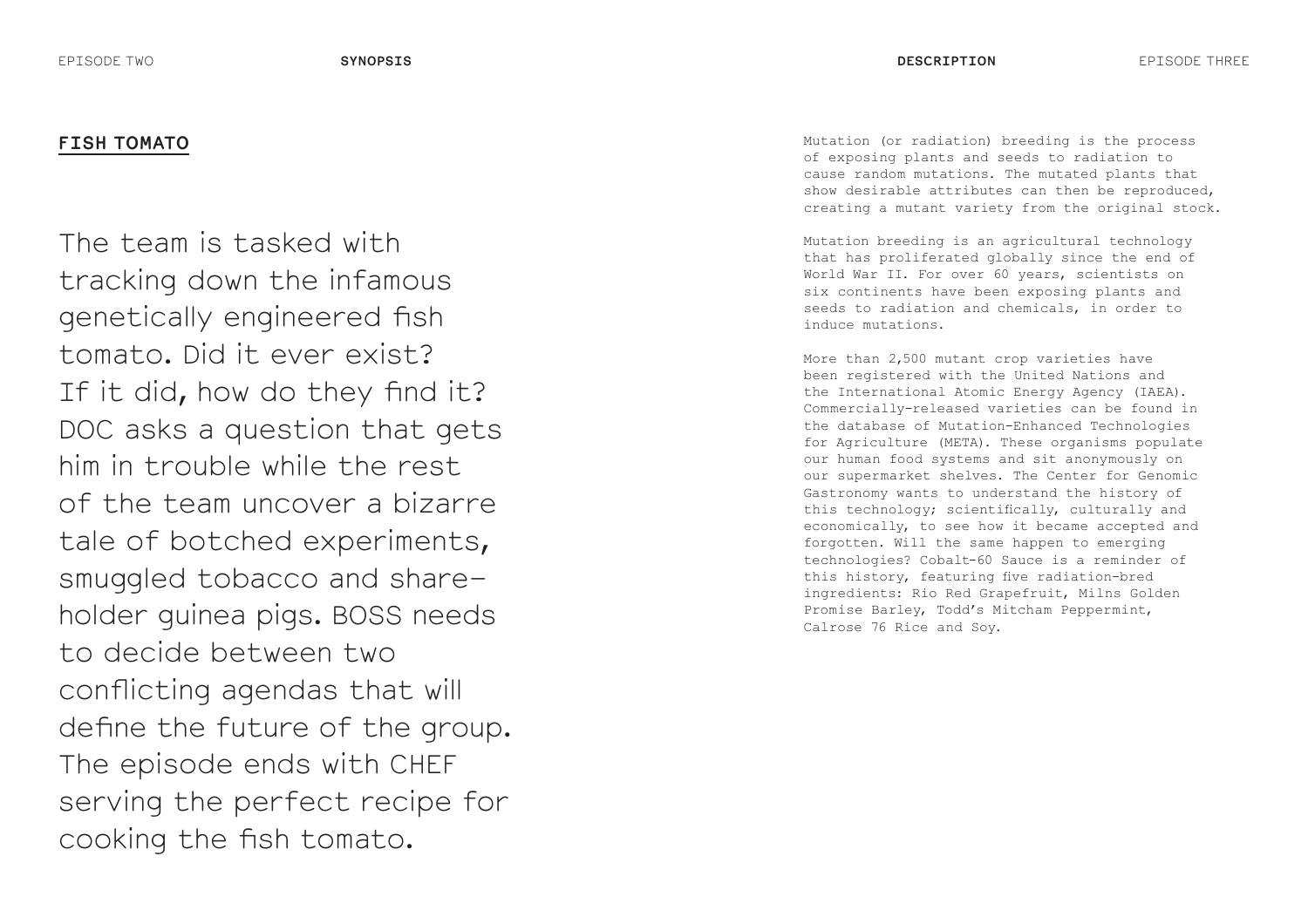## FISH TOMATO

The team is tasked with tracking down the infamous genetically engineered fish tomato. Did it ever exist? If it did, how do they find it? DOC asks a question that gets him in trouble while the rest of the team uncover a bizarre tale of botched experiments, smuggled tobacco and share-holder guinea pigs. BOSS needs to decide between two conflicting agendas that will define the future of the group. The episode ends with CHEF serving the perfect recipe for cooking the fish tomato.

Mutation (or radiation) breeding is the process of exposing plants and seeds to radiation to cause random mutations. The mutated plants that show desirable attributes can then be reproduced, creating a mutant variety from the original stock.

Mutation breeding is an agricultural technology that has proliferated globally since the end of World War II. For over 60 years, scientists on six continents have been exposing plants and seeds to radiation and chemicals, in order to induce mutations.

More than 2,500 mutant crop varieties have been registered with the United Nations and the International Atomic Energy Agency (IAEA). Commercially-released varieties can be found in the database of Mutation-Enhanced Technologies for Agriculture (META). These organisms populate our human food systems and sit anonymously on our supermarket shelves. The Center for Genomic Gastronomy wants to understand the history of this technology; scientifically, culturally and economically, to see how it became accepted and forgotten. Will the same happen to emerging technologies? Cobalt-60 Sauce is a reminder of this history, featuring five radiation-bred ingredients: Rio Red Grapefruit, Milns Golden Promise Barley, Todd's Mitcham Peppermint, Calrose 76 Rice and Soy.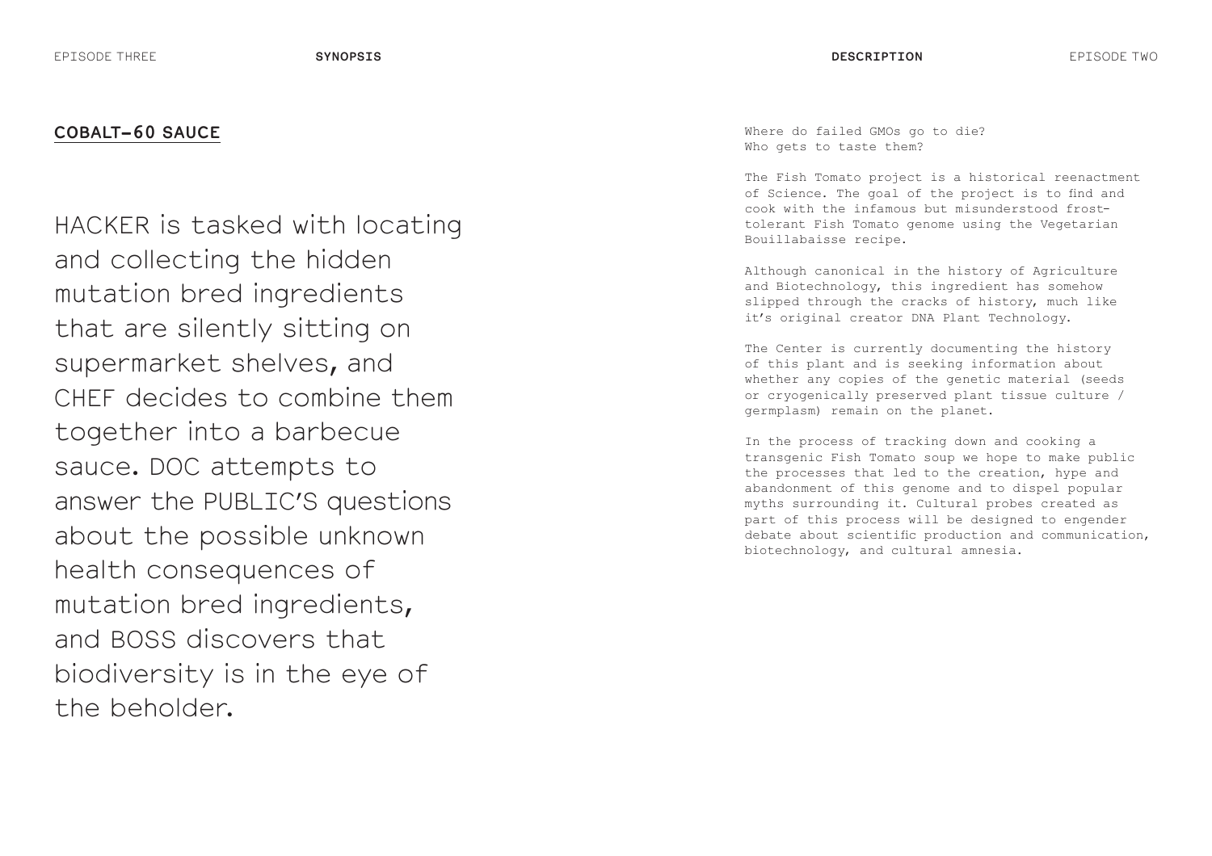## COBALT-60 SAUCE

HACKER is tasked with locating and collecting the hidden mutation bred ingredients that are silently sitting on supermarket shelves, and CHEF decides to combine them together into a barbecue sauce. DOC attempts to answer the PUBLIC'S questions about the possible unknown health consequences of mutation bred ingredients, and BOSS discovers that biodiversity is in the eye of the beholder.

Where do failed GMOs go to die?
Who gets to taste them?

The Fish Tomato project is a historical reenactment of Science. The goal of the project is to find and cook with the infamous but misunderstood frost-tolerant Fish Tomato genome using the Vegetarian Bouillabaisse recipe.

Although canonical in the history of Agriculture and Biotechnology, this ingredient has somehow slipped through the cracks of history, much like it's original creator DNA Plant Technology.

The Center is currently documenting the history of this plant and is seeking information about whether any copies of the genetic material (seeds or cryogenically preserved plant tissue culture / germplasm) remain on the planet.

In the process of tracking down and cooking a transgenic Fish Tomato soup we hope to make public the processes that led to the creation, hype and abandonment of this genome and to dispel popular myths surrounding it. Cultural probes created as part of this process will be designed to engender debate about scientific production and communication, biotechnology, and cultural amnesia.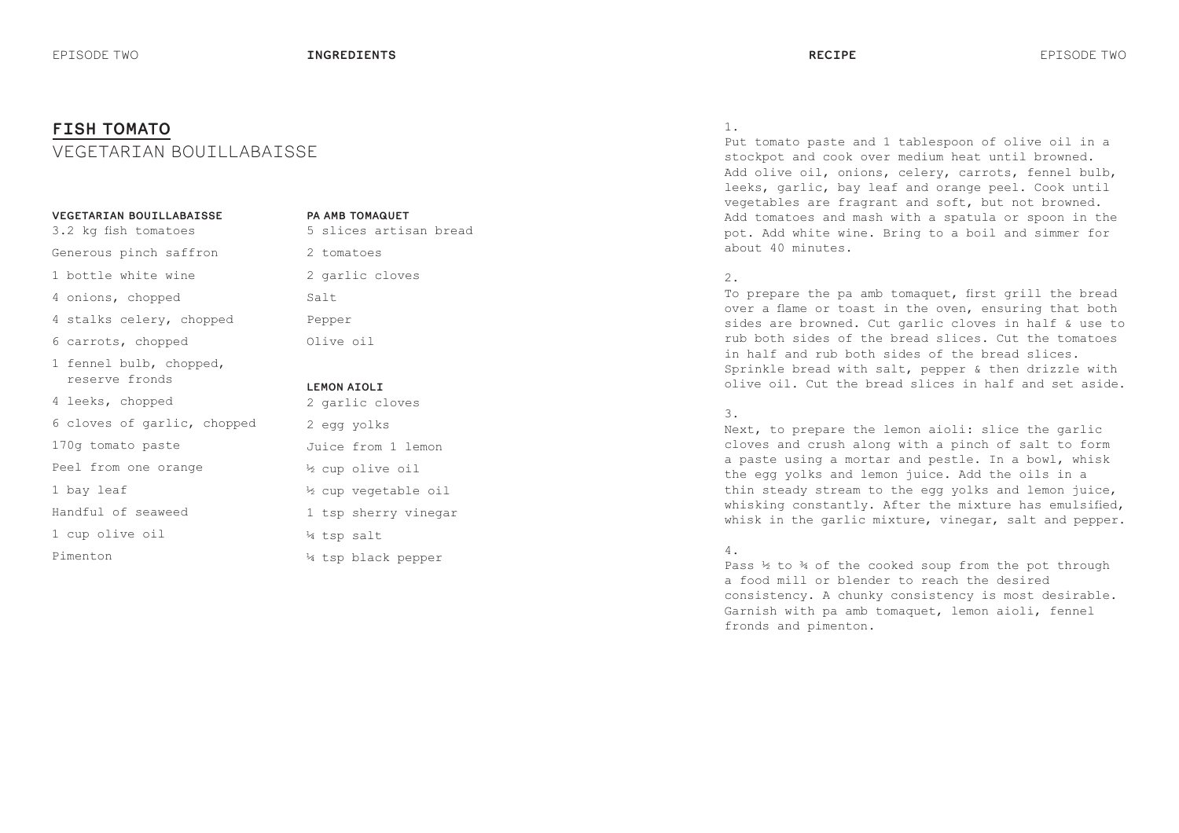# FISH TOMATO

## VEGETARIAN BOUILLABAISSE

### VEGETARIAN BOUILLABAISSE

- 3.2 kg fish tomatoes
- Generous pinch saffron
- 1 bottle white wine
- 4 onions, chopped
- 4 stalks celery, chopped
- 6 carrots, chopped
- 1 fennel bulb, chopped, reserve fronds
- 4 leeks, chopped
- 6 cloves of garlic, chopped
- 170g tomato paste
- Peel from one orange
- 1 bay leaf
- Handful of seaweed
- 1 cup olive oil
- Pimenton

### PA AMB TOMAQUET

- 5 slices artisan bread
- 2 tomatoes
- 2 garlic cloves
- Salt
- Pepper
- Olive oil

### LEMON AIOLI

- 2 garlic cloves
- 2 egg yolks
- Juice from 1 lemon
- ½ cup olive oil
- ½ cup vegetable oil
- 1 tsp sherry vinegar
- ¼ tsp salt
- ¼ tsp black pepper

### RECIPE

1.
Put tomato paste and 1 tablespoon of olive oil in a stockpot and cook over medium heat until browned. Add olive oil, onions, celery, carrots, fennel bulb, leeks, garlic, bay leaf and orange peel. Cook until vegetables are fragrant and soft, but not browned. Add tomatoes and mash with a spatula or spoon in the pot. Add white wine. Bring to a boil and simmer for about 40 minutes.

2.
To prepare the pa amb tomaquet, first grill the bread over a flame or toast in the oven, ensuring that both sides are browned. Cut garlic cloves in half & use to rub both sides of the bread slices. Cut the tomatoes in half and rub both sides of the bread slices. Sprinkle bread with salt, pepper & then drizzle with olive oil. Cut the bread slices in half and set aside.

3.
Next, to prepare the lemon aioli: slice the garlic cloves and crush along with a pinch of salt to form a paste using a mortar and pestle. In a bowl, whisk the egg yolks and lemon juice. Add the oils in a thin steady stream to the egg yolks and lemon juice, whisking constantly. After the mixture has emulsified, whisk in the garlic mixture, vinegar, salt and pepper.

4.
Pass ½ to ¾ of the cooked soup from the pot through a food mill or blender to reach the desired consistency. A chunky consistency is most desirable. Garnish with pa amb tomaquet, lemon aioli, fennel fronds and pimenton.